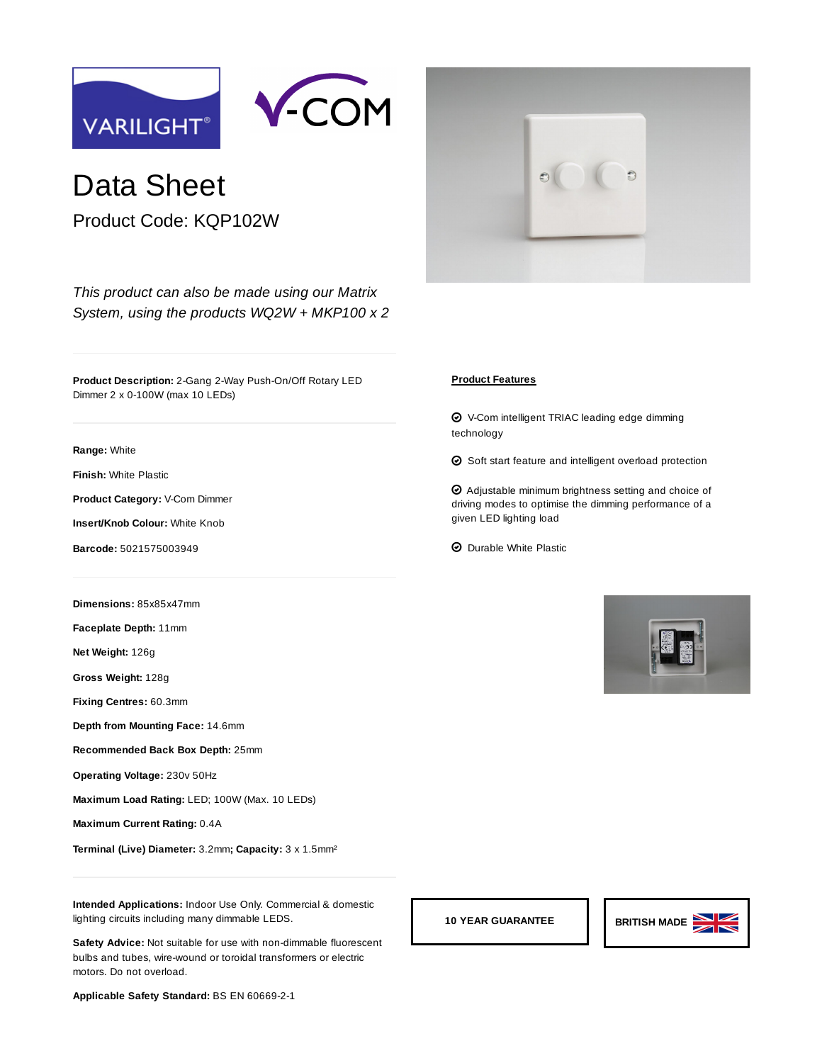# Data Sheet

## Product Code: KQP102W

*This product can also be made using our Matrix System, using the products WQ2W + MKP100 x 2*

**Product Description:** 2-Gang 2-Way Push-On/Off Rotary LED Dimmer 2 x 0-100W (max 10 LEDs)

**Range:** White

**Finish:** White Plastic

**Product Category:** V-Com Dimmer

**Insert/Knob Colour:** White Knob

**Barcode:** 5021575003949

**Dimensions:** 85x85x47mm

**Faceplate Depth:** 11mm

**Net Weight:** 126g

**Gross Weight:** 128g

**Fixing Centres:** 60.3mm

**Depth from Mounting Face:** 14.6mm

**Recommended Back Box Depth:** 25mm

**Operating Voltage:** 230v 50Hz

**Maximum Load Rating:** LED; 100W (Max. 10 LEDs)

**Maximum Current Rating:** 0.4A

**Terminal (Live) Diameter:** 3.2mm; **Capacity:** 3 x 1.5mm²

**Intended Applications:** Indoor Use Only. Commercial & domestic lighting circuits including many dimmable LEDS.

**Safety Advice:** Not suitable for use with non-dimmable fluorescent bulbs and tubes, wire-wound or toroidal transformers or electric motors. Do not overload.

**Applicable Safety Standard:** BS EN 60669-2-1

**Product Features**

- V-Com intelligent TRIAC leading edge dimming technology
- Soft start feature and intelligent overload protection
- Adjustable minimum brightness setting and choice of driving modes to optimise the dimming performance of a given LED lighting load
- Durable White Plastic

**10 YEAR GUARANTEE**

**BRITISH MADE**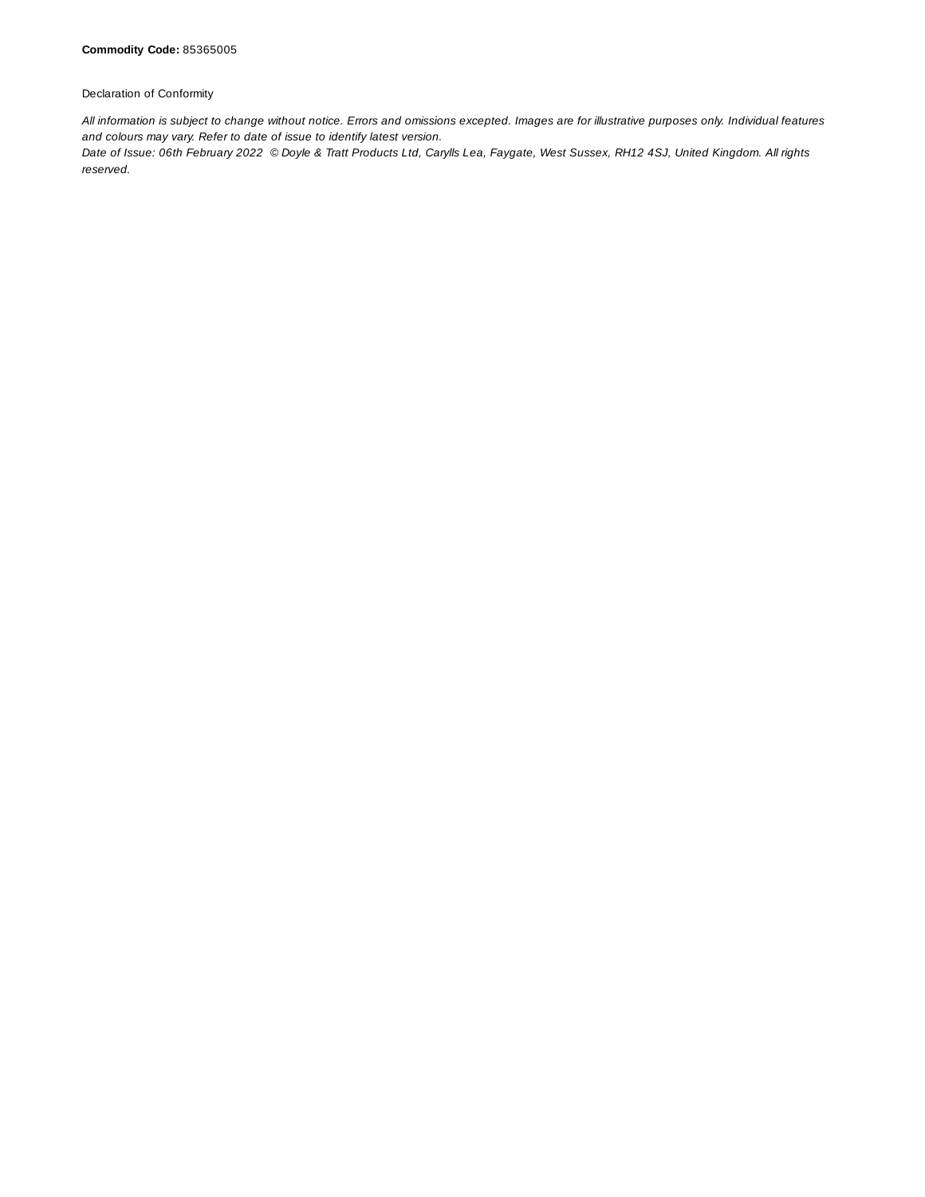**Commodity Code:** 85365005

Declaration of Conformity

*All information is subject to change without notice. Errors and omissions excepted. Images are for illustrative purposes only. Individual features and colours may vary. Refer to date of issue to identify latest version.*
*Date of Issue: 06th February 2022 © Doyle & Tratt Products Ltd, Carylls Lea, Faygate, West Sussex, RH12 4SJ, United Kingdom. All rights reserved.*